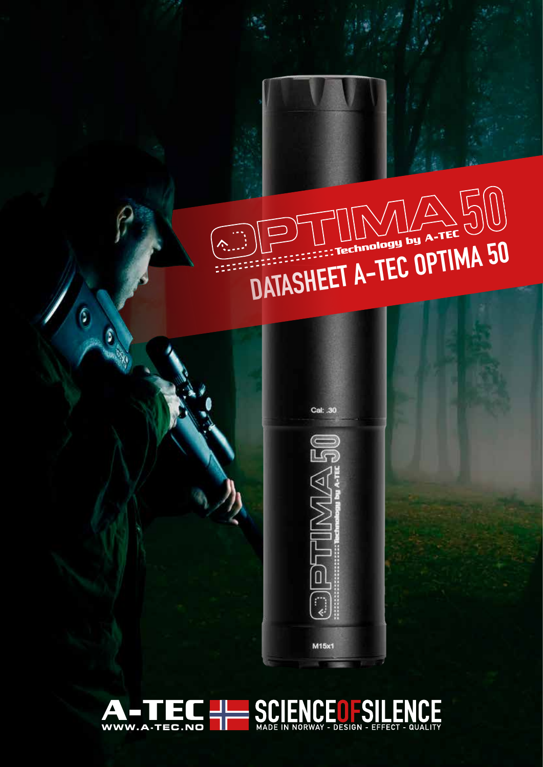# OPTIMA 50

Technology by A-TEC

## DATASHEET A-TEC OPTIMA 50

Cal: .30

OPTIMA 50

Technology by A-TEC

M15x1

A-TEC

WWW.A-TEC.NO

SCIENCEOFSILENCE

MADE IN NORWAY - DESIGN - EFFECT - QUALITY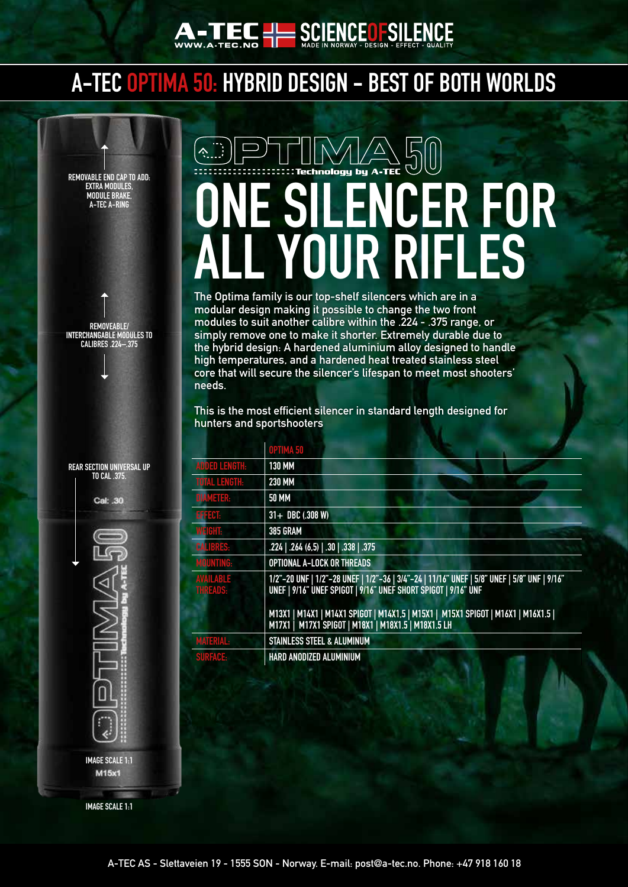A-TEC WWW.A-TEC.NO SCIENCEOFSILENCE MADE IN NORWAY - DESIGN - EFFECT - QUALITY

# A-TEC OPTIMA 50: HYBRID DESIGN - BEST OF BOTH WORLDS

REMOVABLE END CAP TO ADD: EXTRA MODULES, MODULE BRAKE, A-TEC A-RING

REMOVEABLE/ INTERCHANGABLE MODULES TO CALIBRES .224–.375

REAR SECTION UNIVERSAL UP TO CAL .375.

Cal: .30

OPTIMA 50 Technology by A-TEC

M15x1

IMAGE SCALE 1:1

OPTIMA 50 Technology by A-TEC

## ONE SILENCER FOR ALL YOUR RIFLES

The Optima family is our top-shelf silencers which are in a modular design making it possible to change the two front modules to suit another calibre within the .224 - .375 range, or simply remove one to make it shorter. Extremely durable due to the hybrid design: A hardened aluminium alloy designed to handle high temperatures, and a hardened heat treated stainless steel core that will secure the silencer's lifespan to meet most shooters' needs.

This is the most efficient silencer in standard length designed for hunters and sportshooters

| | OPTIMA 50 |
|---|---|
| ADDED LENGTH: | 130 MM |
| TOTAL LENGTH: | 230 MM |
| DIAMETER: | 50 MM |
| EFFECT: | 31+ DBC (.308 W) |
| WEIGHT: | 385 GRAM |
| CALIBRES: | .224 \| .264 (6.5) \| .30 \| .338 \| .375 |
| MOUNTING: | OPTIONAL A-LOCK OR THREADS |
| AVAILABLE THREADS: | 1/2"-20 UNF \| 1/2"-28 UNEF \| 1/2"-36 \| 3/4"-24 \| 11/16" UNEF \| 5/8" UNEF \| 5/8" UNF \| 9/16" UNEF \| 9/16" UNEF SPIGOT \| 9/16" UNEF SHORT SPIGOT \| 9/16" UNF<br><br>M13X1 \| M14X1 \| M14X1 SPIGOT \| M14X1.5 \| M15X1 \| M15X1 SPIGOT \| M16X1 \| M16X1.5 \| M17X1 \| M17X1 SPIGOT \| M18X1 \| M18X1.5 \| M18X1.5 LH |
| MATERIAL: | STAINLESS STEEL & ALUMINUM |
| SURFACE: | HARD ANODIZED ALUMINIUM |

A-TEC AS - Slettaveien 19 - 1555 SON - Norway. E-mail: post@a-tec.no. Phone: +47 918 160 18